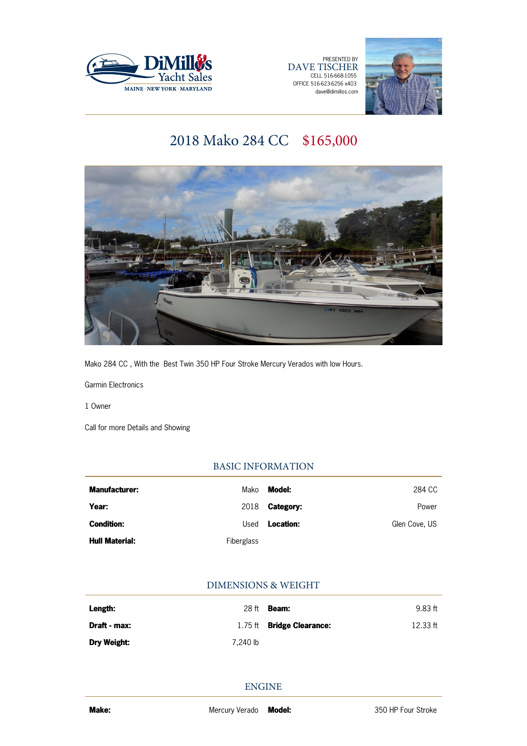DiMillo's Yacht Sales
MAINE · NEW YORK · MARYLAND

PRESENTED BY
DAVE TISCHER
CELL 516-668-1055
OFFICE 516-623-6256 x403
dave@dimillos.com

# 2018 Mako 284 CC $165,000

Mako 284 CC , With the Best Twin 350 HP Four Stroke Mercury Verados with low Hours.

Garmin Electronics

1 Owner

Call for more Details and Showing

## BASIC INFORMATION

| | | | |
|---|---|---|---|
| **Manufacturer:** | Mako | **Model:** | 284 CC |
| **Year:** | 2018 | **Category:** | Power |
| **Condition:** | Used | **Location:** | Glen Cove, US |
| **Hull Material:** | Fiberglass | | |

## DIMENSIONS & WEIGHT

| | | | |
|---|---|---|---|
| **Length:** | 28 ft | **Beam:** | 9.83 ft |
| **Draft - max:** | 1.75 ft | **Bridge Clearance:** | 12.33 ft |
| **Dry Weight:** | 7,240 lb | | |

## ENGINE

| | | | |
|---|---|---|---|
| **Make:** | Mercury Verado | **Model:** | 350 HP Four Stroke |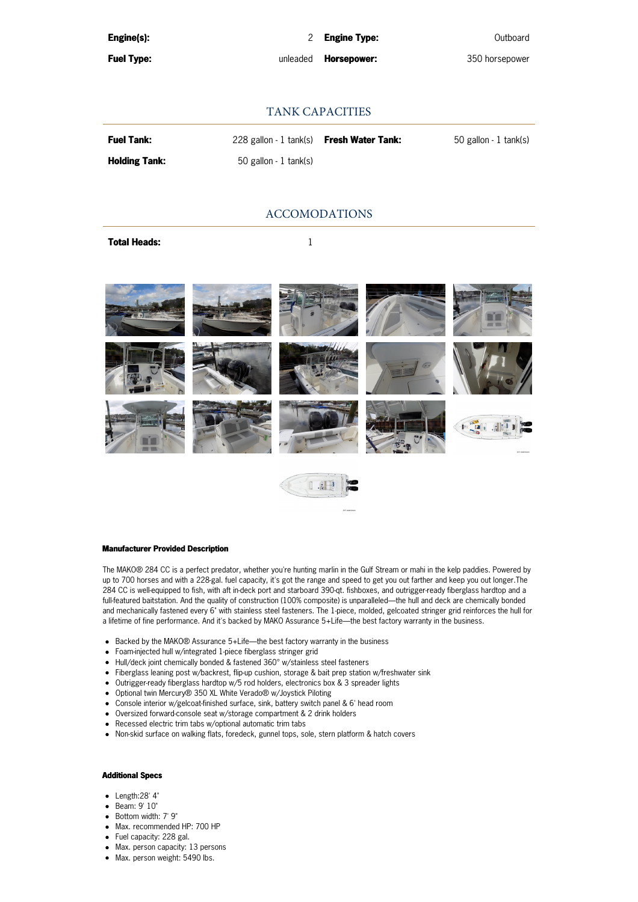| Engine(s): | 2 | Engine Type: | Outboard |
| --- | --- | --- | --- |
| Fuel Type: | unleaded | Horsepower: | 350 horsepower |

## TANK CAPACITIES

| Fuel Tank: | 228 gallon - 1 tank(s) | Fresh Water Tank: | 50 gallon - 1 tank(s) |
| --- | --- | --- | --- |
| Holding Tank: | 50 gallon - 1 tank(s) | | |

## ACCOMODATIONS

| Total Heads: | 1 |
| --- | --- |

#### Manufacturer Provided Description

The MAKO® 284 CC is a perfect predator, whether you're hunting marlin in the Gulf Stream or mahi in the kelp paddies. Powered by up to 700 horses and with a 228-gal. fuel capacity, it's got the range and speed to get you out farther and keep you out longer.The 284 CC is well-equipped to fish, with aft in-deck port and starboard 390-qt. fishboxes, and outrigger-ready fiberglass hardtop and a full-featured baitstation. And the quality of construction (100% composite) is unparalleled—the hull and deck are chemically bonded and mechanically fastened every 6" with stainless steel fasteners. The 1-piece, molded, gelcoated stringer grid reinforces the hull for a lifetime of fine performance. And it's backed by MAKO Assurance 5+Life—the best factory warranty in the business.

- Backed by the MAKO® Assurance 5+Life—the best factory warranty in the business
- Foam-injected hull w/integrated 1-piece fiberglass stringer grid
- Hull/deck joint chemically bonded & fastened 360° w/stainless steel fasteners
- Fiberglass leaning post w/backrest, flip-up cushion, storage & bait prep station w/freshwater sink
- Outrigger-ready fiberglass hardtop w/5 rod holders, electronics box & 3 spreader lights
- Optional twin Mercury® 350 XL White Verado® w/Joystick Piloting
- Console interior w/gelcoat-finished surface, sink, battery switch panel & 6' head room
- Oversized forward-console seat w/storage compartment & 2 drink holders
- Recessed electric trim tabs w/optional automatic trim tabs
- Non-skid surface on walking flats, foredeck, gunnel tops, sole, stern platform & hatch covers

#### Additional Specs

- Length:28' 4"
- Beam: 9' 10"
- Bottom width: 7' 9"
- Max. recommended HP: 700 HP
- Fuel capacity: 228 gal.
- Max. person capacity: 13 persons
- Max. person weight: 5490 lbs.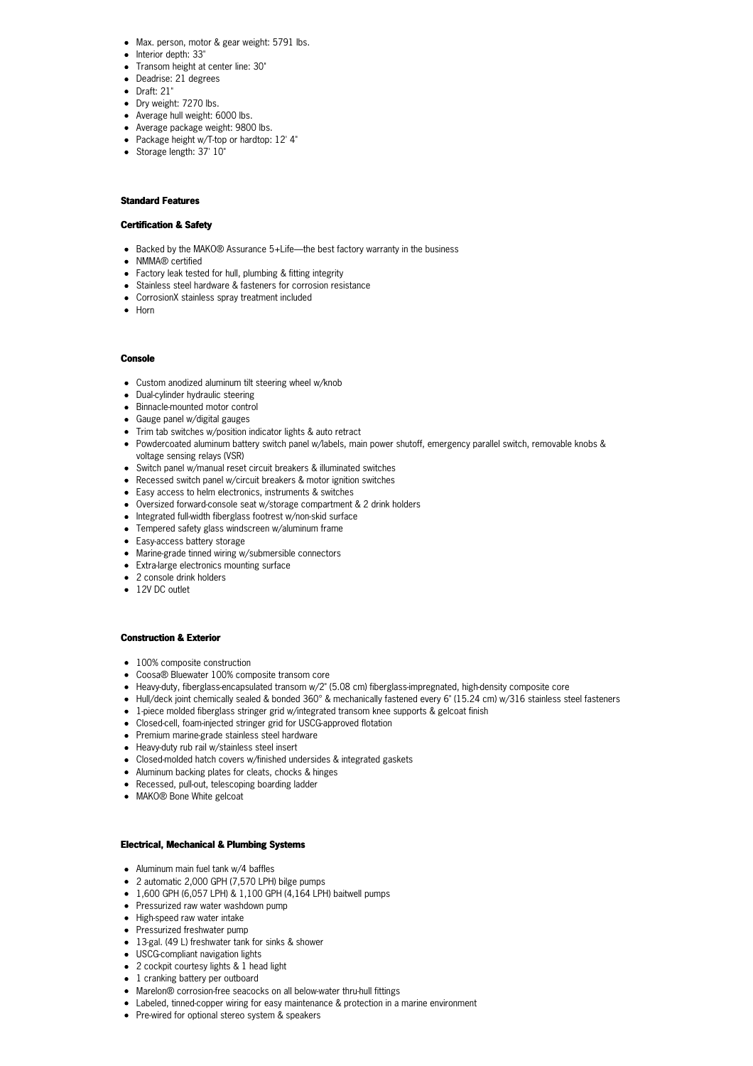- Max. person, motor & gear weight: 5791 lbs.
- Interior depth: 33"
- Transom height at center line: 30"
- Deadrise: 21 degrees
- Draft: 21"
- Dry weight: 7270 lbs.
- Average hull weight: 6000 lbs.
- Average package weight: 9800 lbs.
- Package height w/T-top or hardtop: 12' 4"
- Storage length: 37' 10"

### Standard Features

#### Certification & Safety

- Backed by the MAKO® Assurance 5+Life—the best factory warranty in the business
- NMMA® certified
- Factory leak tested for hull, plumbing & fitting integrity
- Stainless steel hardware & fasteners for corrosion resistance
- CorrosionX stainless spray treatment included
- Horn

#### Console

- Custom anodized aluminum tilt steering wheel w/knob
- Dual-cylinder hydraulic steering
- Binnacle-mounted motor control
- Gauge panel w/digital gauges
- Trim tab switches w/position indicator lights & auto retract
- Powdercoated aluminum battery switch panel w/labels, main power shutoff, emergency parallel switch, removable knobs & voltage sensing relays (VSR)
- Switch panel w/manual reset circuit breakers & illuminated switches
- Recessed switch panel w/circuit breakers & motor ignition switches
- Easy access to helm electronics, instruments & switches
- Oversized forward-console seat w/storage compartment & 2 drink holders
- Integrated full-width fiberglass footrest w/non-skid surface
- Tempered safety glass windscreen w/aluminum frame
- Easy-access battery storage
- Marine-grade tinned wiring w/submersible connectors
- Extra-large electronics mounting surface
- 2 console drink holders
- 12V DC outlet

#### Construction & Exterior

- 100% composite construction
- Coosa® Bluewater 100% composite transom core
- Heavy-duty, fiberglass-encapsulated transom w/2" (5.08 cm) fiberglass-impregnated, high-density composite core
- Hull/deck joint chemically sealed & bonded 360° & mechanically fastened every 6" (15.24 cm) w/316 stainless steel fasteners
- 1-piece molded fiberglass stringer grid w/integrated transom knee supports & gelcoat finish
- Closed-cell, foam-injected stringer grid for USCG-approved flotation
- Premium marine-grade stainless steel hardware
- Heavy-duty rub rail w/stainless steel insert
- Closed-molded hatch covers w/finished undersides & integrated gaskets
- Aluminum backing plates for cleats, chocks & hinges
- Recessed, pull-out, telescoping boarding ladder
- MAKO® Bone White gelcoat

#### Electrical, Mechanical & Plumbing Systems

- Aluminum main fuel tank w/4 baffles
- 2 automatic 2,000 GPH (7,570 LPH) bilge pumps
- 1,600 GPH (6,057 LPH) & 1,100 GPH (4,164 LPH) baitwell pumps
- Pressurized raw water washdown pump
- High-speed raw water intake
- Pressurized freshwater pump
- 13-gal. (49 L) freshwater tank for sinks & shower
- USCG-compliant navigation lights
- 2 cockpit courtesy lights & 1 head light
- 1 cranking battery per outboard
- Marelon® corrosion-free seacocks on all below-water thru-hull fittings
- Labeled, tinned-copper wiring for easy maintenance & protection in a marine environment
- Pre-wired for optional stereo system & speakers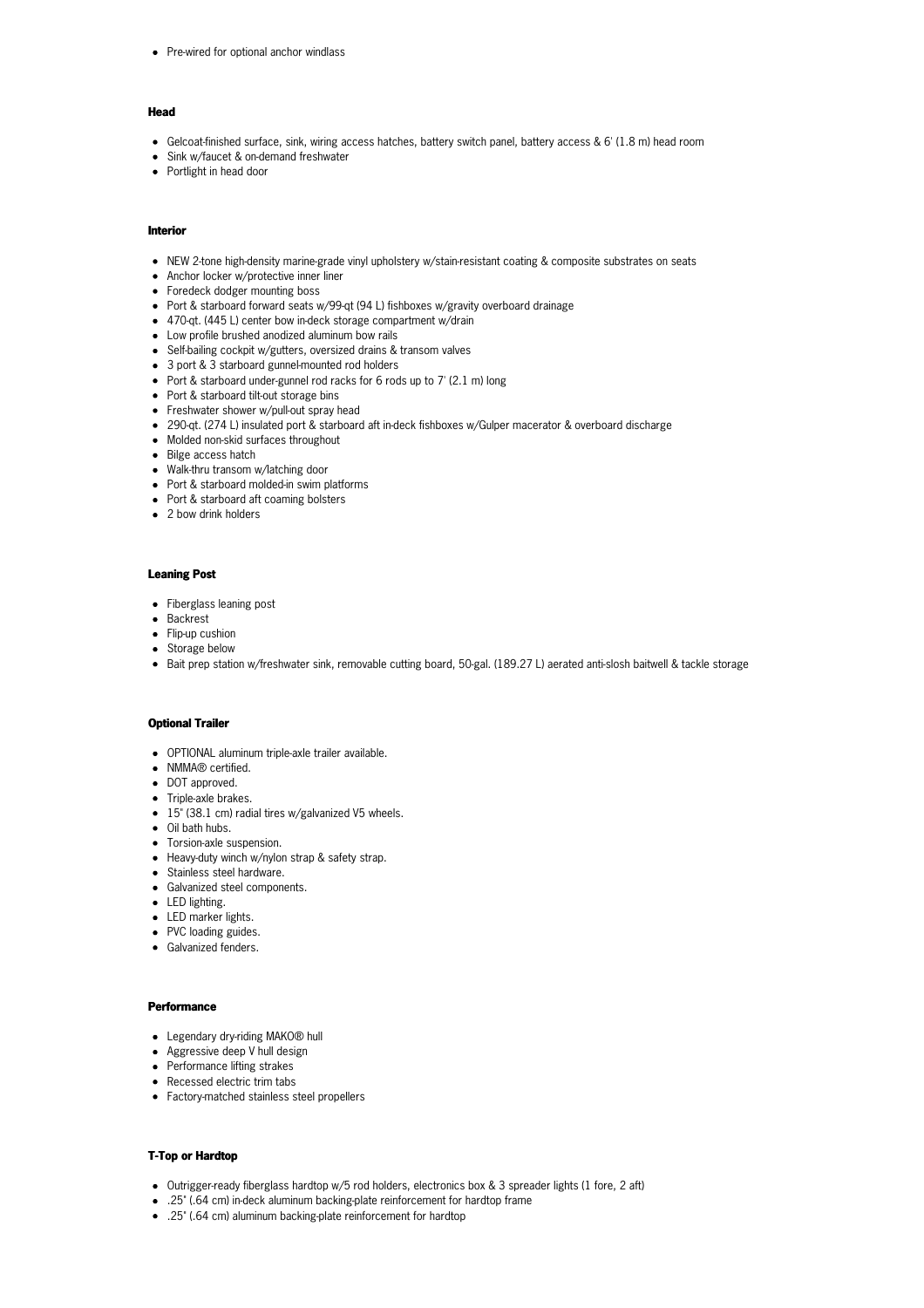- Pre-wired for optional anchor windlass

### Head

- Gelcoat-finished surface, sink, wiring access hatches, battery switch panel, battery access & 6' (1.8 m) head room
- Sink w/faucet & on-demand freshwater
- Portlight in head door

### Interior

- NEW 2-tone high-density marine-grade vinyl upholstery w/stain-resistant coating & composite substrates on seats
- Anchor locker w/protective inner liner
- Foredeck dodger mounting boss
- Port & starboard forward seats w/99-qt (94 L) fishboxes w/gravity overboard drainage
- 470-qt. (445 L) center bow in-deck storage compartment w/drain
- Low profile brushed anodized aluminum bow rails
- Self-bailing cockpit w/gutters, oversized drains & transom valves
- 3 port & 3 starboard gunnel-mounted rod holders
- Port & starboard under-gunnel rod racks for 6 rods up to 7' (2.1 m) long
- Port & starboard tilt-out storage bins
- Freshwater shower w/pull-out spray head
- 290-qt. (274 L) insulated port & starboard aft in-deck fishboxes w/Gulper macerator & overboard discharge
- Molded non-skid surfaces throughout
- Bilge access hatch
- Walk-thru transom w/latching door
- Port & starboard molded-in swim platforms
- Port & starboard aft coaming bolsters
- 2 bow drink holders

### Leaning Post

- Fiberglass leaning post
- Backrest
- Flip-up cushion
- Storage below
- Bait prep station w/freshwater sink, removable cutting board, 50-gal. (189.27 L) aerated anti-slosh baitwell & tackle storage

### Optional Trailer

- OPTIONAL aluminum triple-axle trailer available.
- NMMA® certified.
- DOT approved.
- Triple-axle brakes.
- 15" (38.1 cm) radial tires w/galvanized V5 wheels.
- Oil bath hubs.
- Torsion-axle suspension.
- Heavy-duty winch w/nylon strap & safety strap.
- Stainless steel hardware.
- Galvanized steel components.
- LED lighting.
- LED marker lights.
- PVC loading guides.
- Galvanized fenders.

### Performance

- Legendary dry-riding MAKO® hull
- Aggressive deep V hull design
- Performance lifting strakes
- Recessed electric trim tabs
- Factory-matched stainless steel propellers

### T-Top or Hardtop

- Outrigger-ready fiberglass hardtop w/5 rod holders, electronics box & 3 spreader lights (1 fore, 2 aft)
- .25" (.64 cm) in-deck aluminum backing-plate reinforcement for hardtop frame
- .25" (.64 cm) aluminum backing-plate reinforcement for hardtop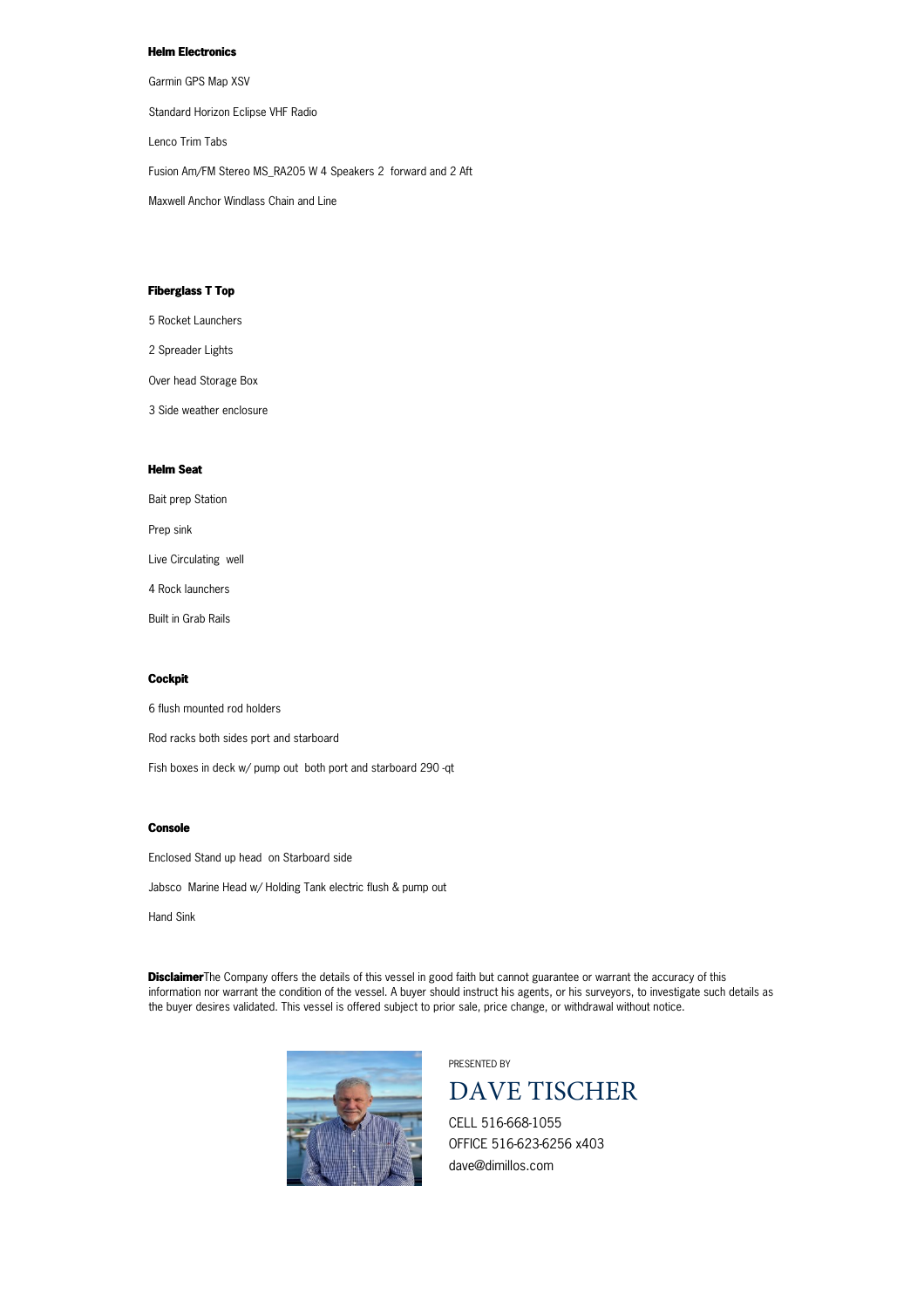**Helm Electronics**

Garmin GPS Map XSV

Standard Horizon Eclipse VHF Radio

Lenco Trim Tabs

Fusion Am/FM Stereo MS_RA205 W 4 Speakers 2 forward and 2 Aft

Maxwell Anchor Windlass Chain and Line

**Fiberglass T Top**

5 Rocket Launchers

2 Spreader Lights

Over head Storage Box

3 Side weather enclosure

**Helm Seat**

Bait prep Station

Prep sink

Live Circulating well

4 Rock launchers

Built in Grab Rails

**Cockpit**

6 flush mounted rod holders

Rod racks both sides port and starboard

Fish boxes in deck w/ pump out both port and starboard 290 -qt

**Console**

Enclosed Stand up head on Starboard side

Jabsco Marine Head w/ Holding Tank electric flush & pump out

Hand Sink

**Disclaimer**The Company offers the details of this vessel in good faith but cannot guarantee or warrant the accuracy of this information nor warrant the condition of the vessel. A buyer should instruct his agents, or his surveyors, to investigate such details as the buyer desires validated. This vessel is offered subject to prior sale, price change, or withdrawal without notice.

PRESENTED BY

DAVE TISCHER

CELL 516-668-1055
OFFICE 516-623-6256 x403
dave@dimillos.com